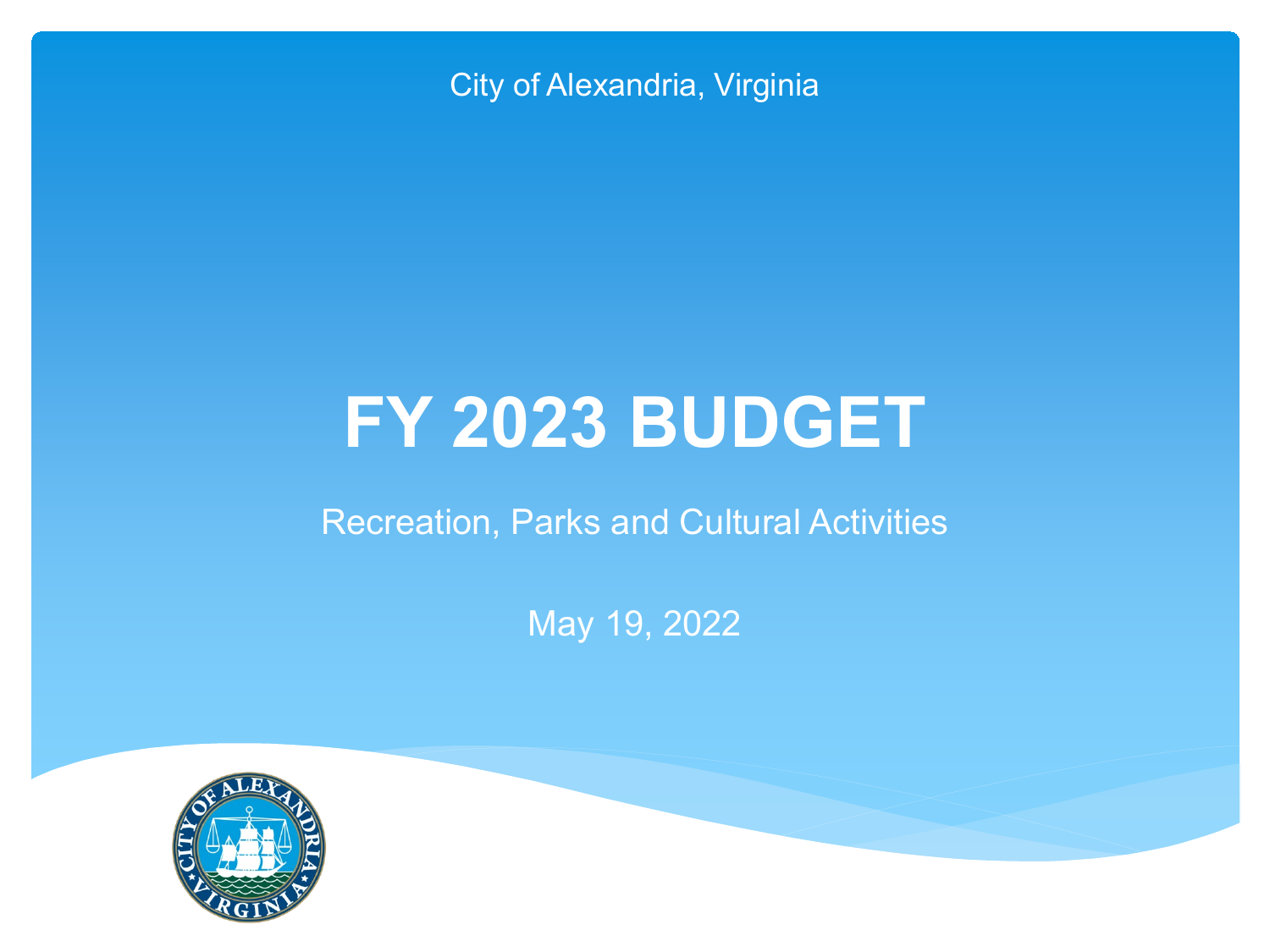City of Alexandria, Virginia

# FY 2023 BUDGET

Recreation, Parks and Cultural Activities

May 19, 2022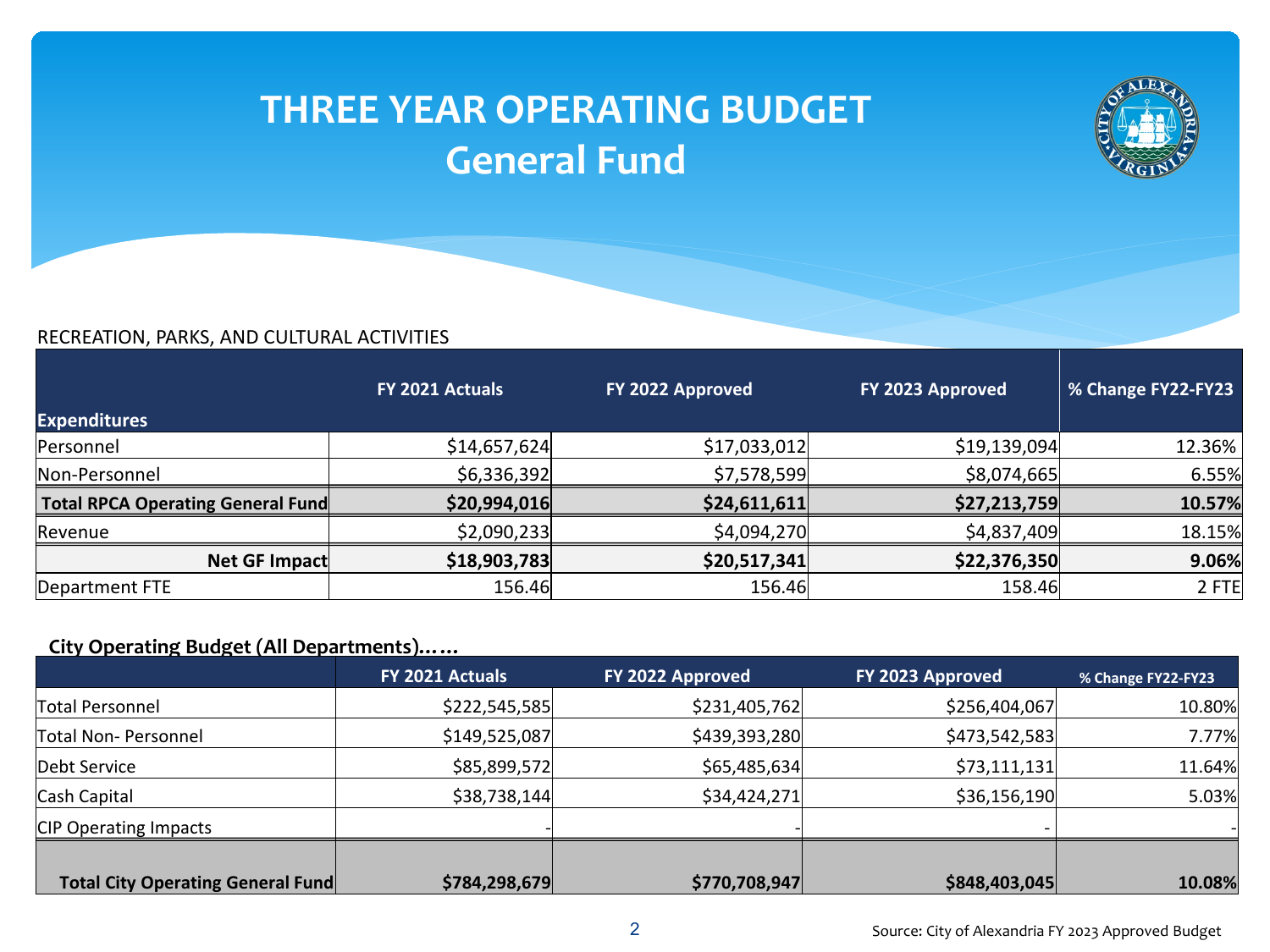# THREE YEAR OPERATING BUDGET
## General Fund

RECREATION, PARKS, AND CULTURAL ACTIVITIES

| Expenditures | FY 2021 Actuals | FY 2022 Approved | FY 2023 Approved | % Change FY22-FY23 |
|---|---|---|---|---|
| Personnel | $14,657,624 | $17,033,012 | $19,139,094 | 12.36% |
| Non-Personnel | $6,336,392 | $7,578,599 | $8,074,665 | 6.55% |
| **Total RPCA Operating General Fund** | **$20,994,016** | **$24,611,611** | **$27,213,759** | **10.57%** |
| Revenue | $2,090,233 | $4,094,270 | $4,837,409 | 18.15% |
| **Net GF Impact** | **$18,903,783** | **$20,517,341** | **$22,376,350** | **9.06%** |
| Department FTE | 156.46 | 156.46 | 158.46 | 2 FTE |

**City Operating Budget (All Departments)……**

| | FY 2021 Actuals | FY 2022 Approved | FY 2023 Approved | % Change FY22-FY23 |
|---|---|---|---|---|
| Total Personnel | $222,545,585 | $231,405,762 | $256,404,067 | 10.80% |
| Total Non- Personnel | $149,525,087 | $439,393,280 | $473,542,583 | 7.77% |
| Debt Service | $85,899,572 | $65,485,634 | $73,111,131 | 11.64% |
| Cash Capital | $38,738,144 | $34,424,271 | $36,156,190 | 5.03% |
| CIP Operating Impacts | - | - | - | - |
| **Total City Operating General Fund** | **$784,298,679** | **$770,708,947** | **$848,403,045** | **10.08%** |

Source: City of Alexandria FY 2023 Approved Budget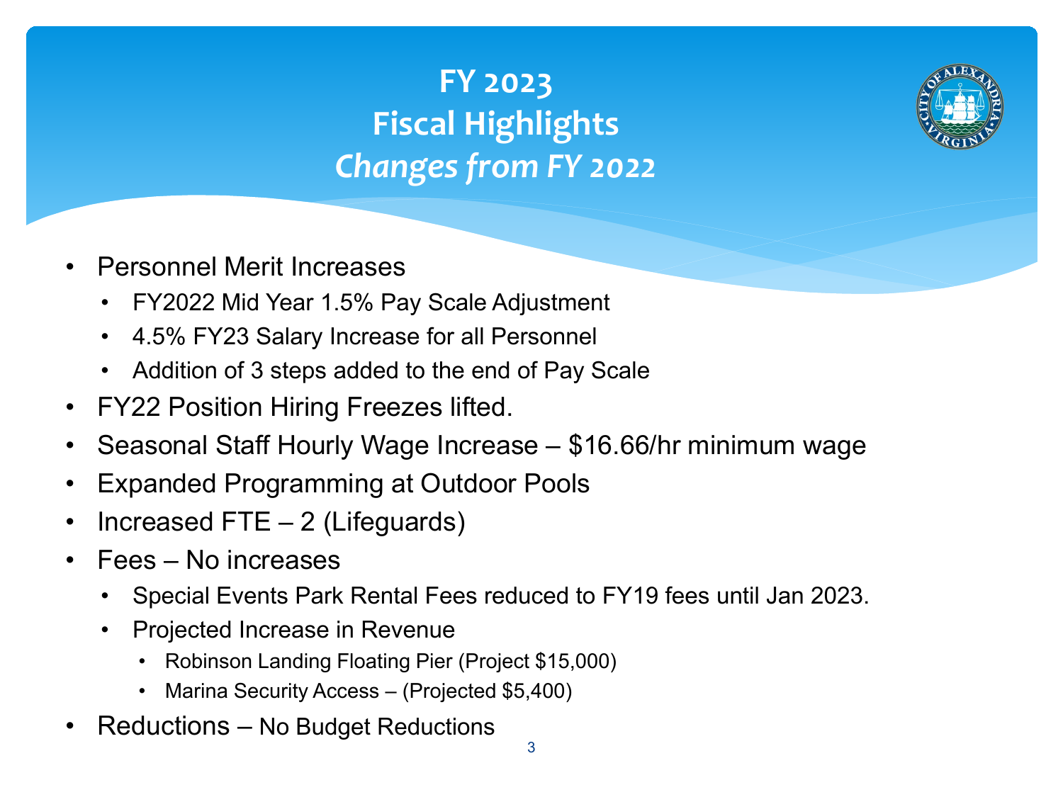# FY 2023 Fiscal Highlights *Changes from FY 2022*

- Personnel Merit Increases
  - FY2022 Mid Year 1.5% Pay Scale Adjustment
  - 4.5% FY23 Salary Increase for all Personnel
  - Addition of 3 steps added to the end of Pay Scale
- FY22 Position Hiring Freezes lifted.
- Seasonal Staff Hourly Wage Increase – $16.66/hr minimum wage
- Expanded Programming at Outdoor Pools
- Increased FTE – 2 (Lifeguards)
- Fees – No increases
  - Special Events Park Rental Fees reduced to FY19 fees until Jan 2023.
  - Projected Increase in Revenue
    - Robinson Landing Floating Pier (Project $15,000)
    - Marina Security Access – (Projected $5,400)
- Reductions – No Budget Reductions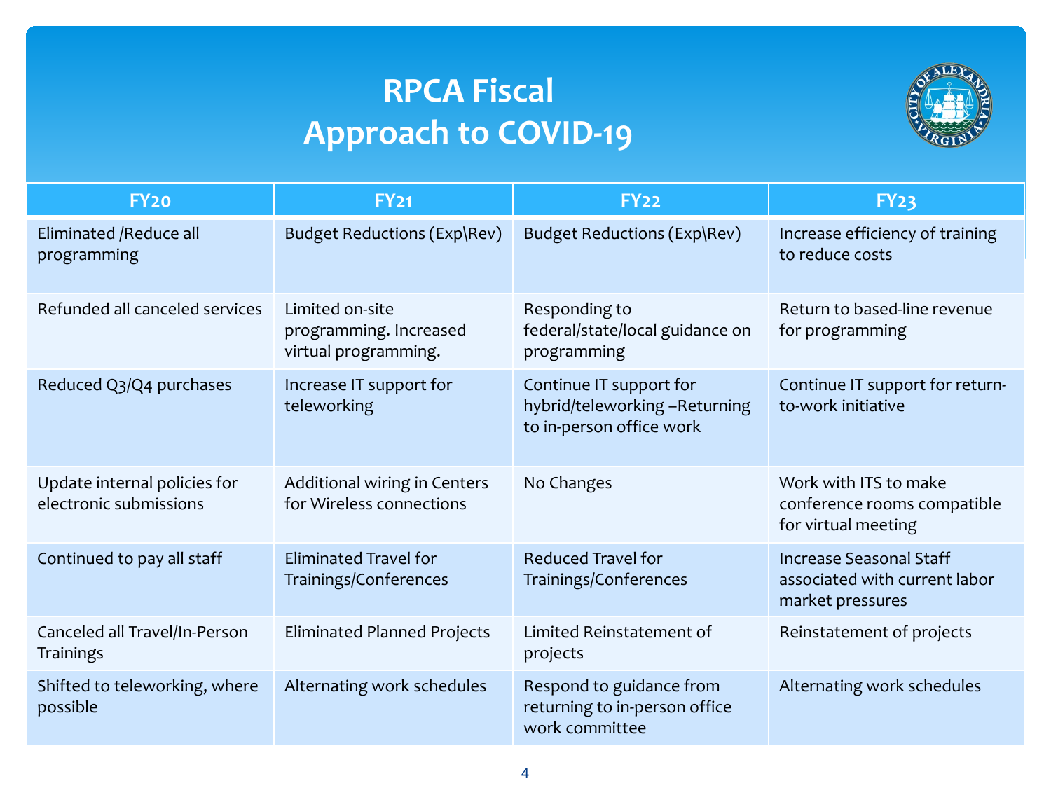# RPCA Fiscal Approach to COVID-19

| FY20 | FY21 | FY22 | FY23 |
|---|---|---|---|
| Eliminated /Reduce all programming | Budget Reductions (Exp\Rev) | Budget Reductions (Exp\Rev) | Increase efficiency of training to reduce costs |
| Refunded all canceled services | Limited on-site programming. Increased virtual programming. | Responding to federal/state/local guidance on programming | Return to based-line revenue for programming |
| Reduced Q3/Q4 purchases | Increase IT support for teleworking | Continue IT support for hybrid/teleworking –Returning to in-person office work | Continue IT support for return-to-work initiative |
| Update internal policies for electronic submissions | Additional wiring in Centers for Wireless connections | No Changes | Work with ITS to make conference rooms compatible for virtual meeting |
| Continued to pay all staff | Eliminated Travel for Trainings/Conferences | Reduced Travel for Trainings/Conferences | Increase Seasonal Staff associated with current labor market pressures |
| Canceled all Travel/In-Person Trainings | Eliminated Planned Projects | Limited Reinstatement of projects | Reinstatement of projects |
| Shifted to teleworking, where possible | Alternating work schedules | Respond to guidance from returning to in-person office work committee | Alternating work schedules |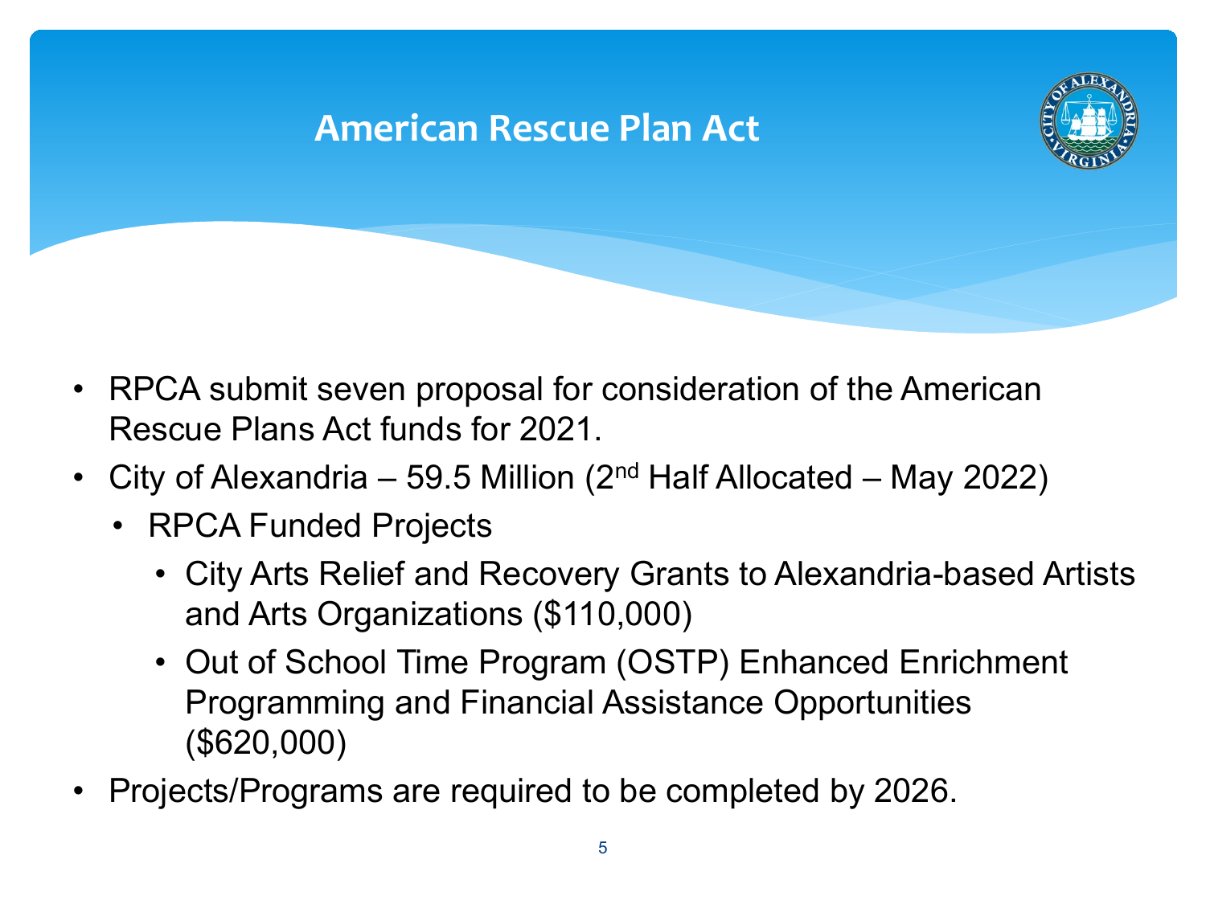# American Rescue Plan Act

- RPCA submit seven proposal for consideration of the American Rescue Plans Act funds for 2021.
- City of Alexandria – 59.5 Million (2nd Half Allocated – May 2022)
  - RPCA Funded Projects
    - City Arts Relief and Recovery Grants to Alexandria-based Artists and Arts Organizations ($110,000)
    - Out of School Time Program (OSTP) Enhanced Enrichment Programming and Financial Assistance Opportunities ($620,000)
- Projects/Programs are required to be completed by 2026.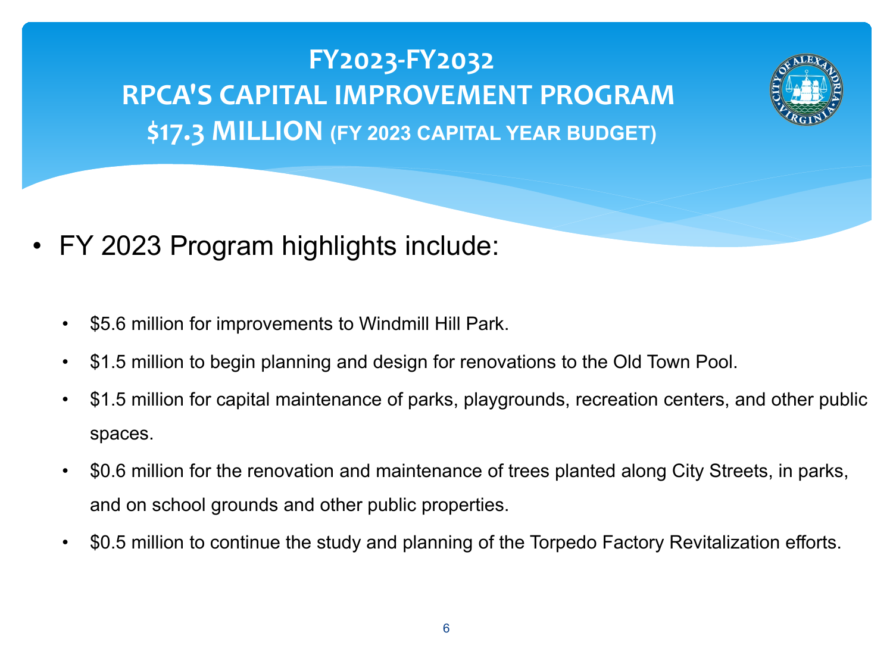# FY2023-FY2032 RPCA'S CAPITAL IMPROVEMENT PROGRAM $17.3 MILLION (FY 2023 CAPITAL YEAR BUDGET)

- FY 2023 Program highlights include:
  - $5.6 million for improvements to Windmill Hill Park.
  - $1.5 million to begin planning and design for renovations to the Old Town Pool.
  - $1.5 million for capital maintenance of parks, playgrounds, recreation centers, and other public spaces.
  - $0.6 million for the renovation and maintenance of trees planted along City Streets, in parks, and on school grounds and other public properties.
  - $0.5 million to continue the study and planning of the Torpedo Factory Revitalization efforts.